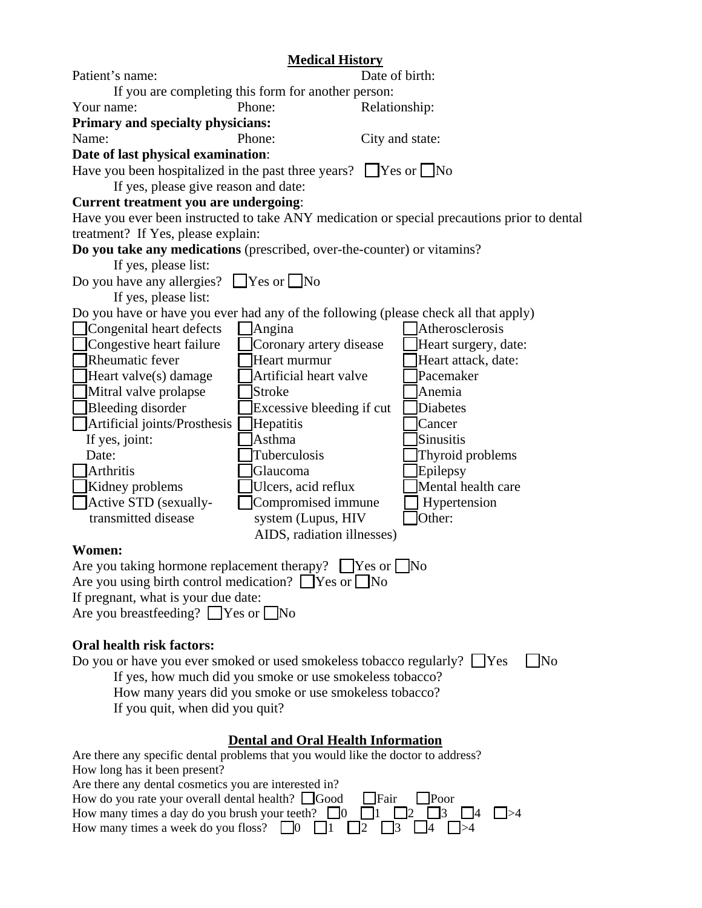## Medical History

Patient's name: Date of birth:

If you are completing this form for another person:

Your name: Phone: Relationship:

**Primary and specialty physicians:**

Name: Phone: City and state:

**Date of last physical examination**:

Have you been hospitalized in the past three years? ☐ Yes or ☐ No

If yes, please give reason and date:

**Current treatment you are undergoing**:

Have you ever been instructed to take ANY medication or special precautions prior to dental treatment? If Yes, please explain:

**Do you take any medications** (prescribed, over-the-counter) or vitamins?

If yes, please list:

Do you have any allergies? ☐ Yes or ☐ No

If yes, please list:

Do you have or have you ever had any of the following (please check all that apply)

| | | |
|---|---|---|
| ☐ Congenital heart defects | ☐ Angina | ☐ Atherosclerosis |
| ☐ Congestive heart failure | ☐ Coronary artery disease | ☐ Heart surgery, date: |
| ☐ Rheumatic fever | ☐ Heart murmur | ☐ Heart attack, date: |
| ☐ Heart valve(s) damage | ☐ Artificial heart valve | ☐ Pacemaker |
| ☐ Mitral valve prolapse | ☐ Stroke | ☐ Anemia |
| ☐ Bleeding disorder | ☐ Excessive bleeding if cut | ☐ Diabetes |
| ☐ Artificial joints/Prosthesis | ☐ Hepatitis | ☐ Cancer |
| If yes, joint: | ☐ Asthma | ☐ Sinusitis |
| Date: | ☐ Tuberculosis | ☐ Thyroid problems |
| ☐ Arthritis | ☐ Glaucoma | ☐ Epilepsy |
| ☐ Kidney problems | ☐ Ulcers, acid reflux | ☐ Mental health care |
| ☐ Active STD (sexually-transmitted disease | ☐ Compromised immune system (Lupus, HIV AIDS, radiation illnesses) | ☐ Hypertension |
| | | ☐ Other: |

**Women:**

Are you taking hormone replacement therapy? ☐ Yes or ☐ No

Are you using birth control medication? ☐ Yes or ☐ No

If pregnant, what is your due date:

Are you breastfeeding? ☐ Yes or ☐ No

**Oral health risk factors:**

Do you or have you ever smoked or used smokeless tobacco regularly? ☐ Yes ☐ No

If yes, how much did you smoke or use smokeless tobacco?

How many years did you smoke or use smokeless tobacco?

If you quit, when did you quit?

## Dental and Oral Health Information

Are there any specific dental problems that you would like the doctor to address?

How long has it been present?

Are there any dental cosmetics you are interested in?

How do you rate your overall dental health? ☐ Good ☐ Fair ☐ Poor

How many times a day do you brush your teeth? ☐ 0 ☐ 1 ☐ 2 ☐ 3 ☐ 4 ☐ >4

How many times a week do you floss? ☐ 0 ☐ 1 ☐ 2 ☐ 3 ☐ 4 ☐ >4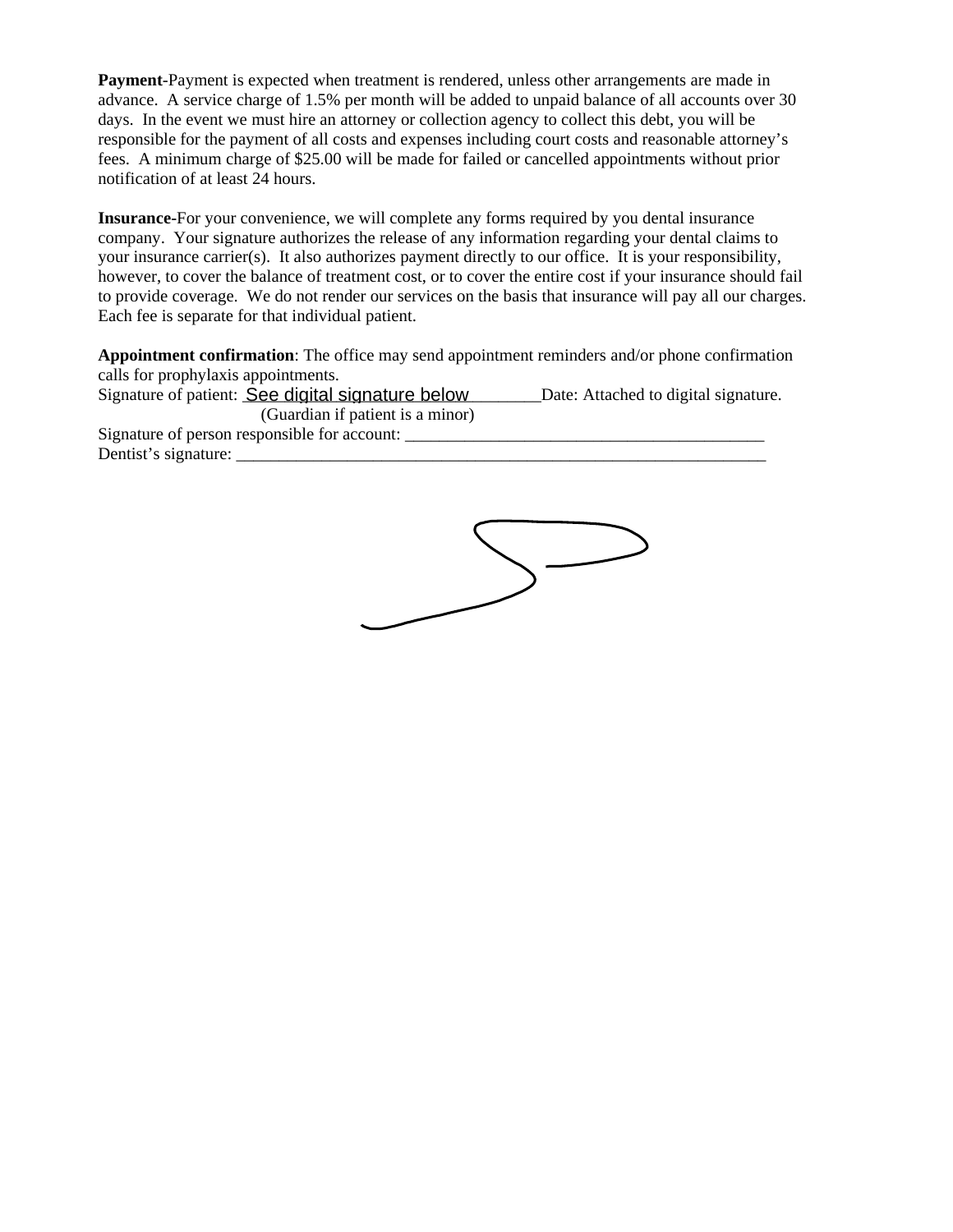**Payment**-Payment is expected when treatment is rendered, unless other arrangements are made in advance. A service charge of 1.5% per month will be added to unpaid balance of all accounts over 30 days. In the event we must hire an attorney or collection agency to collect this debt, you will be responsible for the payment of all costs and expenses including court costs and reasonable attorney's fees. A minimum charge of $25.00 will be made for failed or cancelled appointments without prior notification of at least 24 hours.

**Insurance-**For your convenience, we will complete any forms required by you dental insurance company. Your signature authorizes the release of any information regarding your dental claims to your insurance carrier(s). It also authorizes payment directly to our office. It is your responsibility, however, to cover the balance of treatment cost, or to cover the entire cost if your insurance should fail to provide coverage. We do not render our services on the basis that insurance will pay all our charges. Each fee is separate for that individual patient.

**Appointment confirmation**: The office may send appointment reminders and/or phone confirmation calls for prophylaxis appointments.

Signature of patient: See digital signature below________ Date: Attached to digital signature.
(Guardian if patient is a minor)

Signature of person responsible for account: ___________________________________________

Dentist's signature: _________________________________________________________________